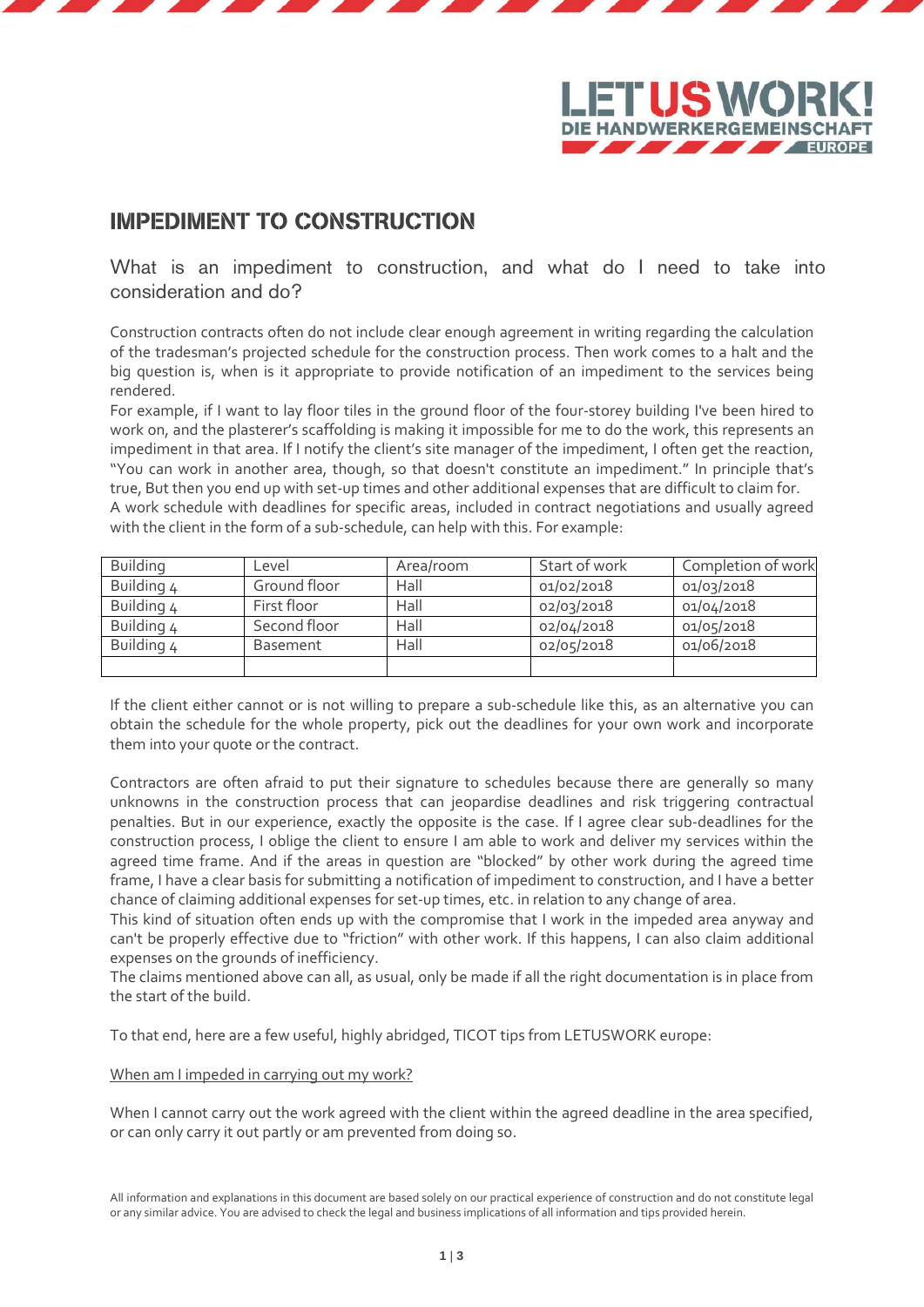LET US WORK! DIE HANDWERKERGEMEINSCHAFT EUROPE

# IMPEDIMENT TO CONSTRUCTION

## What is an impediment to construction, and what do I need to take into consideration and do?

Construction contracts often do not include clear enough agreement in writing regarding the calculation of the tradesman's projected schedule for the construction process. Then work comes to a halt and the big question is, when is it appropriate to provide notification of an impediment to the services being rendered.

For example, if I want to lay floor tiles in the ground floor of the four-storey building I've been hired to work on, and the plasterer's scaffolding is making it impossible for me to do the work, this represents an impediment in that area. If I notify the client's site manager of the impediment, I often get the reaction, "You can work in another area, though, so that doesn't constitute an impediment." In principle that's true, But then you end up with set-up times and other additional expenses that are difficult to claim for.

A work schedule with deadlines for specific areas, included in contract negotiations and usually agreed with the client in the form of a sub-schedule, can help with this. For example:

| Building | Level | Area/room | Start of work | Completion of work |
|---|---|---|---|---|
| Building 4 | Ground floor | Hall | 01/02/2018 | 01/03/2018 |
| Building 4 | First floor | Hall | 02/03/2018 | 01/04/2018 |
| Building 4 | Second floor | Hall | 02/04/2018 | 01/05/2018 |
| Building 4 | Basement | Hall | 02/05/2018 | 01/06/2018 |
| | | | | |

If the client either cannot or is not willing to prepare a sub-schedule like this, as an alternative you can obtain the schedule for the whole property, pick out the deadlines for your own work and incorporate them into your quote or the contract.

Contractors are often afraid to put their signature to schedules because there are generally so many unknowns in the construction process that can jeopardise deadlines and risk triggering contractual penalties. But in our experience, exactly the opposite is the case. If I agree clear sub-deadlines for the construction process, I oblige the client to ensure I am able to work and deliver my services within the agreed time frame. And if the areas in question are "blocked" by other work during the agreed time frame, I have a clear basis for submitting a notification of impediment to construction, and I have a better chance of claiming additional expenses for set-up times, etc. in relation to any change of area.

This kind of situation often ends up with the compromise that I work in the impeded area anyway and can't be properly effective due to "friction" with other work. If this happens, I can also claim additional expenses on the grounds of inefficiency.

The claims mentioned above can all, as usual, only be made if all the right documentation is in place from the start of the build.

To that end, here are a few useful, highly abridged, TICOT tips from LETUSWORK europe:

<u>When am I impeded in carrying out my work?</u>

When I cannot carry out the work agreed with the client within the agreed deadline in the area specified, or can only carry it out partly or am prevented from doing so.

All information and explanations in this document are based solely on our practical experience of construction and do not constitute legal or any similar advice. You are advised to check the legal and business implications of all information and tips provided herein.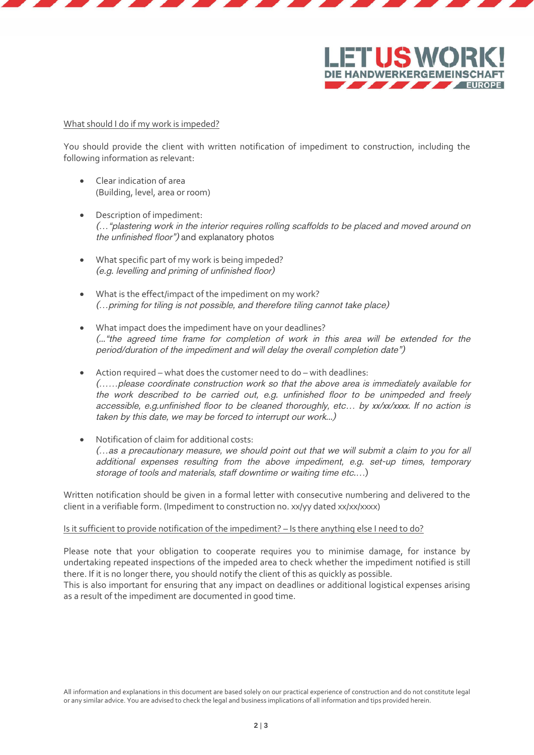LET US WORK!
DIE HANDWERKERGEMEINSCHAFT
EUROPE

What should I do if my work is impeded?

You should provide the client with written notification of impediment to construction, including the following information as relevant:

- Clear indication of area
  (Building, level, area or room)

- Description of impediment:
  *(…"plastering work in the interior requires rolling scaffolds to be placed and moved around on the unfinished floor")* and explanatory photos

- What specific part of my work is being impeded?
  *(e.g. levelling and priming of unfinished floor)*

- What is the effect/impact of the impediment on my work?
  *(…priming for tiling is not possible, and therefore tiling cannot take place)*

- What impact does the impediment have on your deadlines?
  *(…"the agreed time frame for completion of work in this area will be extended for the period/duration of the impediment and will delay the overall completion date")*

- Action required – what does the customer need to do – with deadlines:
  *(……please coordinate construction work so that the above area is immediately available for the work described to be carried out, e.g. unfinished floor to be unimpeded and freely accessible, e.g.unfinished floor to be cleaned thoroughly, etc… by xx/xx/xxxx. If no action is taken by this date, we may be forced to interrupt our work...)*

- Notification of claim for additional costs:
  *(…as a precautionary measure, we should point out that we will submit a claim to you for all additional expenses resulting from the above impediment, e.g. set-up times, temporary storage of tools and materials, staff downtime or waiting time etc.…)*

Written notification should be given in a formal letter with consecutive numbering and delivered to the client in a verifiable form. (Impediment to construction no. xx/yy dated xx/xx/xxxx)

Is it sufficient to provide notification of the impediment? – Is there anything else I need to do?

Please note that your obligation to cooperate requires you to minimise damage, for instance by undertaking repeated inspections of the impeded area to check whether the impediment notified is still there. If it is no longer there, you should notify the client of this as quickly as possible.
This is also important for ensuring that any impact on deadlines or additional logistical expenses arising as a result of the impediment are documented in good time.

All information and explanations in this document are based solely on our practical experience of construction and do not constitute legal or any similar advice. You are advised to check the legal and business implications of all information and tips provided herein.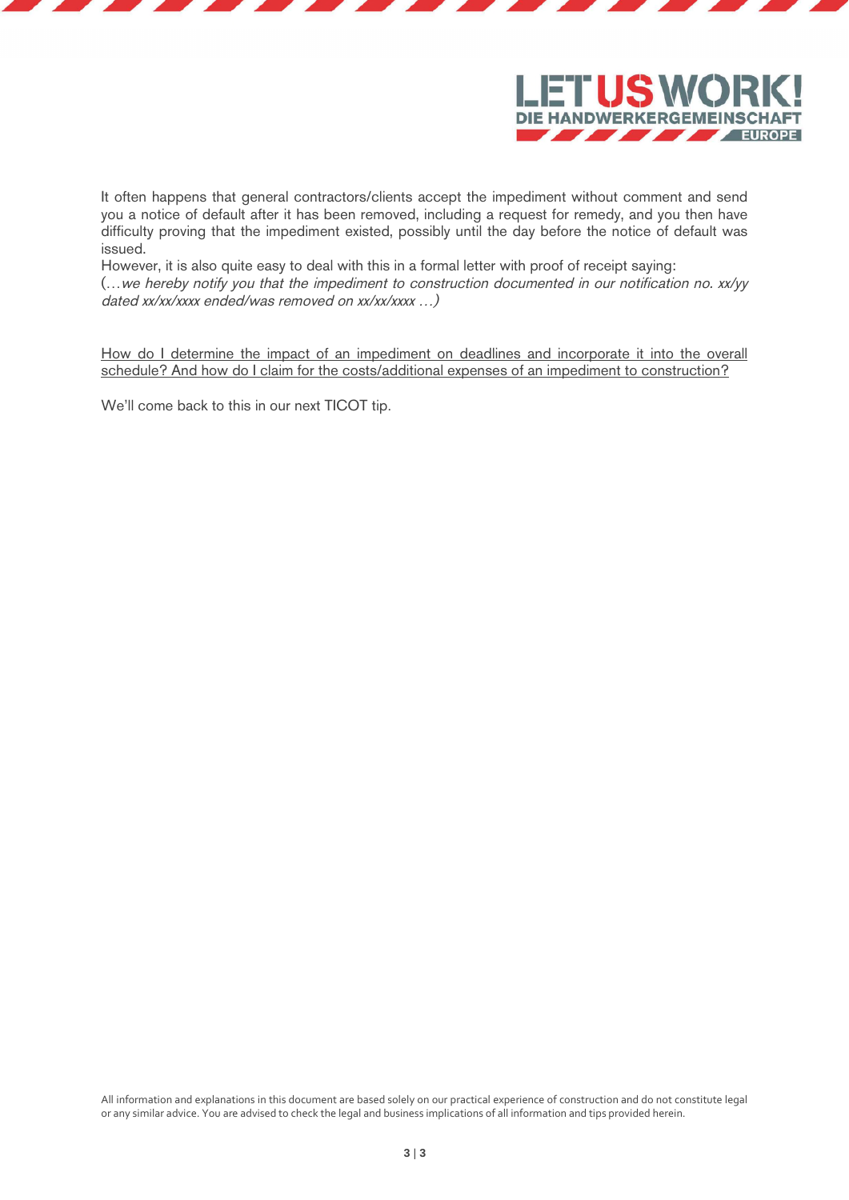It often happens that general contractors/clients accept the impediment without comment and send you a notice of default after it has been removed, including a request for remedy, and you then have difficulty proving that the impediment existed, possibly until the day before the notice of default was issued.
However, it is also quite easy to deal with this in a formal letter with proof of receipt saying:
(…*we hereby notify you that the impediment to construction documented in our notification no. xx/yy dated xx/xx/xxxx ended/was removed on xx/xx/xxxx …)*

How do I determine the impact of an impediment on deadlines and incorporate it into the overall schedule? And how do I claim for the costs/additional expenses of an impediment to construction?

We'll come back to this in our next TICOT tip.

All information and explanations in this document are based solely on our practical experience of construction and do not constitute legal or any similar advice. You are advised to check the legal and business implications of all information and tips provided herein.